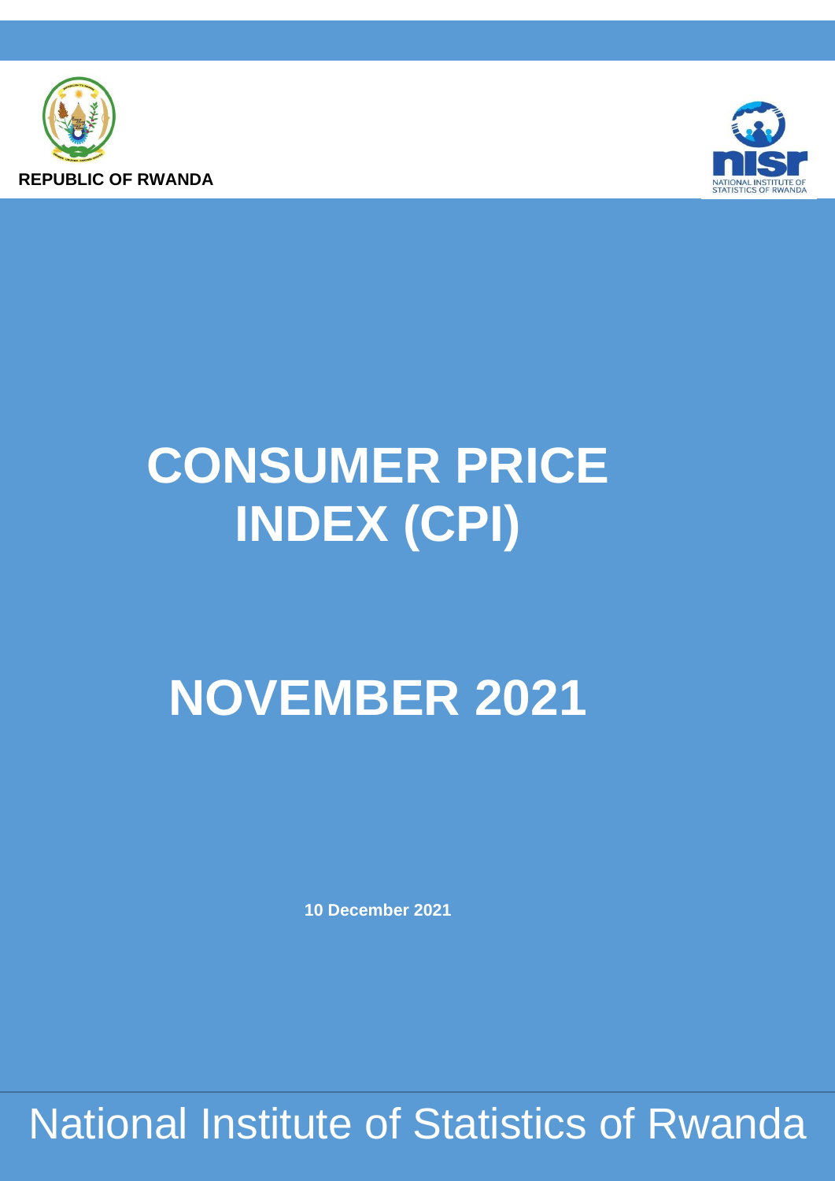REPUBLIC OF RWANDA

NATIONAL INSTITUTE OF STATISTICS OF RWANDA

# CONSUMER PRICE INDEX (CPI)

# NOVEMBER 2021

**10 December 2021**

National Institute of Statistics of Rwanda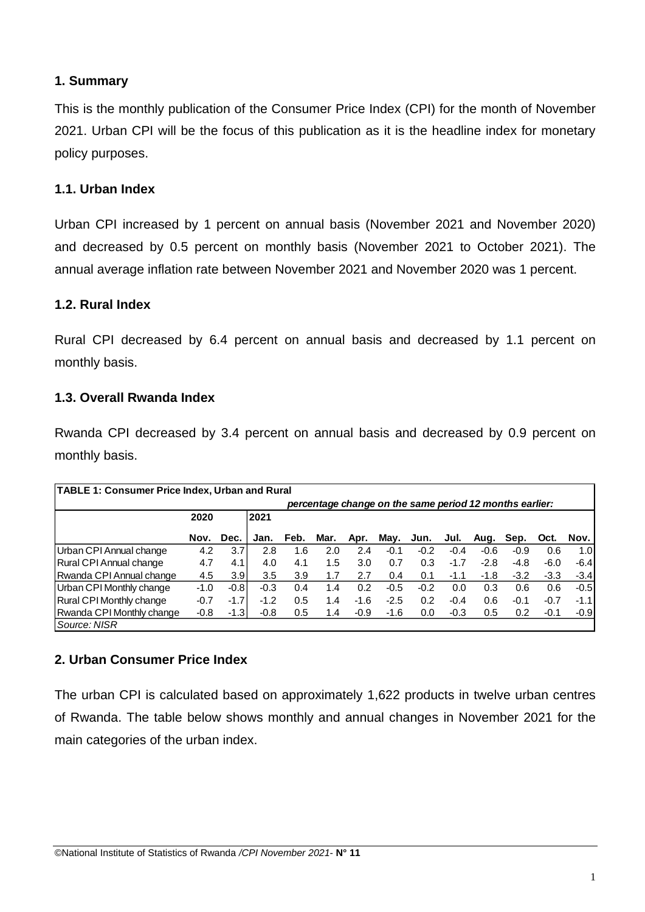## 1. Summary

This is the monthly publication of the Consumer Price Index (CPI) for the month of November 2021. Urban CPI will be the focus of this publication as it is the headline index for monetary policy purposes.

### 1.1. Urban Index

Urban CPI increased by 1 percent on annual basis (November 2021 and November 2020) and decreased by 0.5 percent on monthly basis (November 2021 to October 2021). The annual average inflation rate between November 2021 and November 2020 was 1 percent.

### 1.2. Rural Index

Rural CPI decreased by 6.4 percent on annual basis and decreased by 1.1 percent on monthly basis.

### 1.3. Overall Rwanda Index

Rwanda CPI decreased by 3.4 percent on annual basis and decreased by 0.9 percent on monthly basis.

**TABLE 1: Consumer Price Index, Urban and Rural**

*percentage change on the same period 12 months earlier:*

| | 2020 | | 2021 | | | | | | | | | | |
|---|---|---|---|---|---|---|---|---|---|---|---|---|---|
| | **Nov.** | **Dec.** | **Jan.** | **Feb.** | **Mar.** | **Apr.** | **May.** | **Jun.** | **Jul.** | **Aug.** | **Sep.** | **Oct.** | **Nov.** |
| Urban CPI Annual change | 4.2 | 3.7 | 2.8 | 1.6 | 2.0 | 2.4 | -0.1 | -0.2 | -0.4 | -0.6 | -0.9 | 0.6 | 1.0 |
| Rural CPI Annual change | 4.7 | 4.1 | 4.0 | 4.1 | 1.5 | 3.0 | 0.7 | 0.3 | -1.7 | -2.8 | -4.8 | -6.0 | -6.4 |
| Rwanda CPI Annual change | 4.5 | 3.9 | 3.5 | 3.9 | 1.7 | 2.7 | 0.4 | 0.1 | -1.1 | -1.8 | -3.2 | -3.3 | -3.4 |
| Urban CPI Monthly change | -1.0 | -0.8 | -0.3 | 0.4 | 1.4 | 0.2 | -0.5 | -0.2 | 0.0 | 0.3 | 0.6 | 0.6 | -0.5 |
| Rural CPI Monthly change | -0.7 | -1.7 | -1.2 | 0.5 | 1.4 | -1.6 | -2.5 | 0.2 | -0.4 | 0.6 | -0.1 | -0.7 | -1.1 |
| Rwanda CPI Monthly change | -0.8 | -1.3 | -0.8 | 0.5 | 1.4 | -0.9 | -1.6 | 0.0 | -0.3 | 0.5 | 0.2 | -0.1 | -0.9 |

*Source: NISR*

## 2. Urban Consumer Price Index

The urban CPI is calculated based on approximately 1,622 products in twelve urban centres of Rwanda. The table below shows monthly and annual changes in November 2021 for the main categories of the urban index.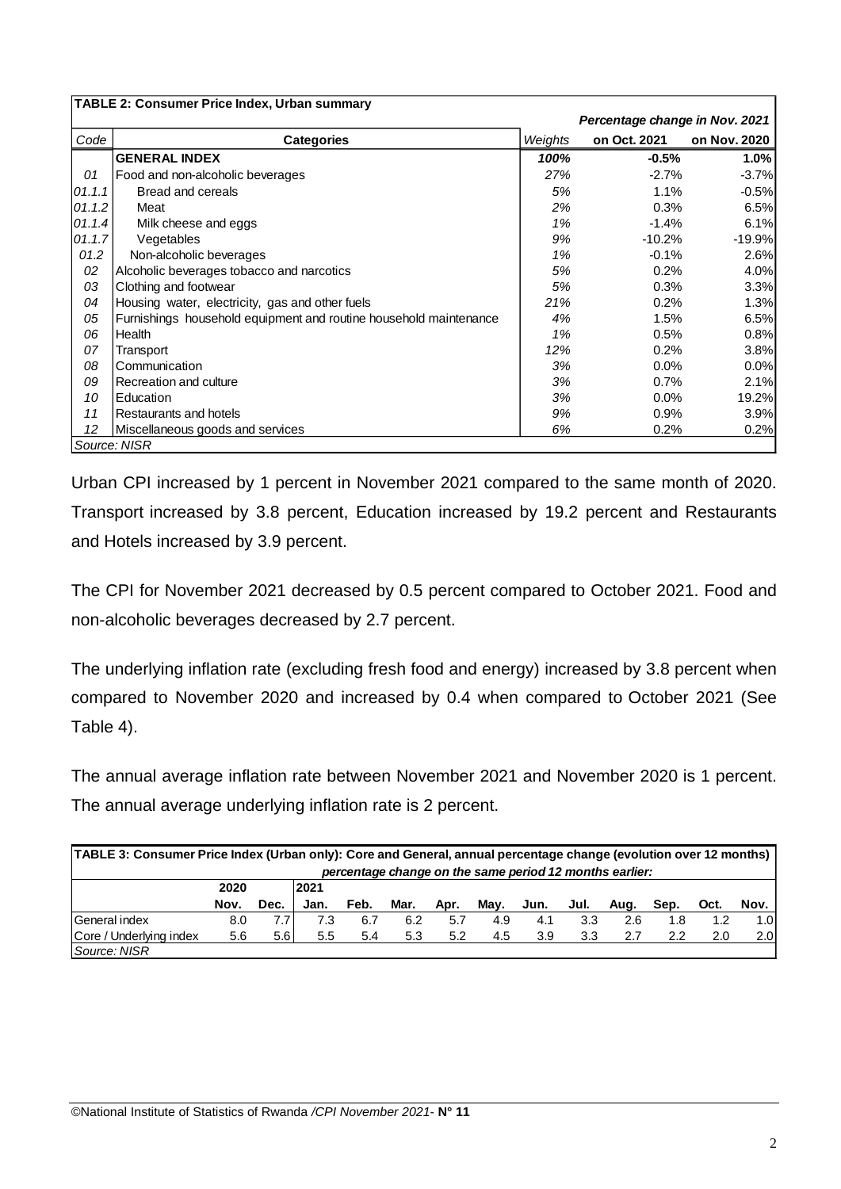| TABLE 2: Consumer Price Index, Urban summary | | | | |
|---|---|---|---|---|
| | | | *Percentage change in Nov. 2021* | |
| *Code* | **Categories** | *Weights* | **on Oct. 2021** | **on Nov. 2020** |
| | **GENERAL INDEX** | ***100%*** | **-0.5%** | **1.0%** |
| *01* | Food and non-alcoholic beverages | *27%* | -2.7% | -3.7% |
| *01.1.1* | Bread and cereals | *5%* | 1.1% | -0.5% |
| *01.1.2* | Meat | *2%* | 0.3% | 6.5% |
| *01.1.4* | Milk cheese and eggs | *1%* | -1.4% | 6.1% |
| *01.1.7* | Vegetables | *9%* | -10.2% | -19.9% |
| *01.2* | Non-alcoholic beverages | *1%* | -0.1% | 2.6% |
| *02* | Alcoholic beverages tobacco and narcotics | *5%* | 0.2% | 4.0% |
| *03* | Clothing and footwear | *5%* | 0.3% | 3.3% |
| *04* | Housing water, electricity, gas and other fuels | *21%* | 0.2% | 1.3% |
| *05* | Furnishings household equipment and routine household maintenance | *4%* | 1.5% | 6.5% |
| *06* | Health | *1%* | 0.5% | 0.8% |
| *07* | Transport | *12%* | 0.2% | 3.8% |
| *08* | Communication | *3%* | 0.0% | 0.0% |
| *09* | Recreation and culture | *3%* | 0.7% | 2.1% |
| *10* | Education | *3%* | 0.0% | 19.2% |
| *11* | Restaurants and hotels | *9%* | 0.9% | 3.9% |
| *12* | Miscellaneous goods and services | *6%* | 0.2% | 0.2% |

*Source: NISR*

Urban CPI increased by 1 percent in November 2021 compared to the same month of 2020. Transport increased by 3.8 percent, Education increased by 19.2 percent and Restaurants and Hotels increased by 3.9 percent.

The CPI for November 2021 decreased by 0.5 percent compared to October 2021. Food and non-alcoholic beverages decreased by 2.7 percent.

The underlying inflation rate (excluding fresh food and energy) increased by 3.8 percent when compared to November 2020 and increased by 0.4 when compared to October 2021 (See Table 4).

The annual average inflation rate between November 2021 and November 2020 is 1 percent. The annual average underlying inflation rate is 2 percent.

| TABLE 3: Consumer Price Index (Urban only): Core and General, annual percentage change (evolution over 12 months) | | | | | | | | | | | | | |
|---|---|---|---|---|---|---|---|---|---|---|---|---|---|
| | *percentage change on the same period 12 months earlier:* | | | | | | | | | | | | |
| | **2020** | | **2021** | | | | | | | | | | |
| | **Nov.** | **Dec.** | **Jan.** | **Feb.** | **Mar.** | **Apr.** | **May.** | **Jun.** | **Jul.** | **Aug.** | **Sep.** | **Oct.** | **Nov.** |
| General index | 8.0 | 7.7 | 7.3 | 6.7 | 6.2 | 5.7 | 4.9 | 4.1 | 3.3 | 2.6 | 1.8 | 1.2 | 1.0 |
| Core / Underlying index | 5.6 | 5.6 | 5.5 | 5.4 | 5.3 | 5.2 | 4.5 | 3.9 | 3.3 | 2.7 | 2.2 | 2.0 | 2.0 |

*Source: NISR*

©National Institute of Statistics of Rwanda */CPI November 2021*- **N° 11**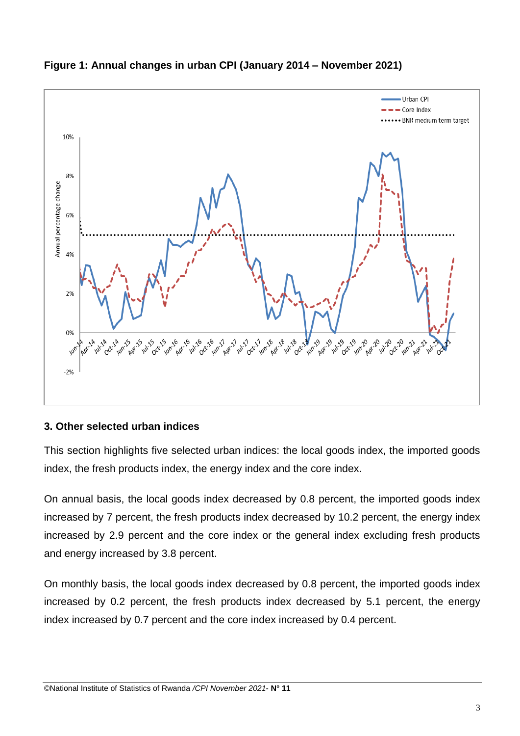**Figure 1: Annual changes in urban CPI (January 2014 – November 2021)**

### 3. Other selected urban indices

This section highlights five selected urban indices: the local goods index, the imported goods index, the fresh products index, the energy index and the core index.

On annual basis, the local goods index decreased by 0.8 percent, the imported goods index increased by 7 percent, the fresh products index decreased by 10.2 percent, the energy index increased by 2.9 percent and the core index or the general index excluding fresh products and energy increased by 3.8 percent.

On monthly basis, the local goods index decreased by 0.8 percent, the imported goods index increased by 0.2 percent, the fresh products index decreased by 5.1 percent, the energy index increased by 0.7 percent and the core index increased by 0.4 percent.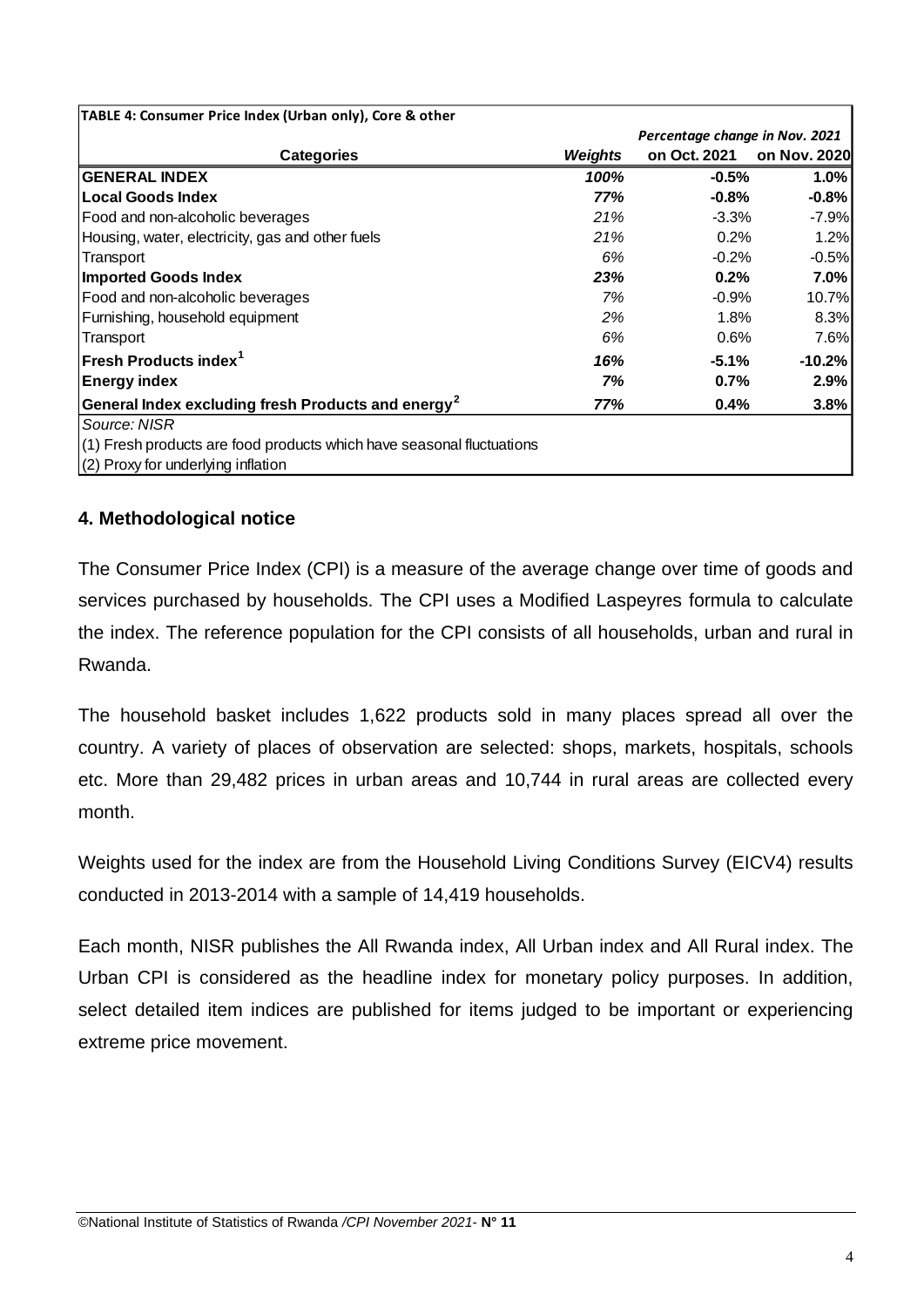**TABLE 4: Consumer Price Index (Urban only), Core & other**

| Categories | Weights | Percentage change in Nov. 2021 on Oct. 2021 | on Nov. 2020 |
|---|---|---|---|
| **GENERAL INDEX** | ***100%*** | **-0.5%** | **1.0%** |
| **Local Goods Index** | ***77%*** | **-0.8%** | **-0.8%** |
| Food and non-alcoholic beverages | *21%* | -3.3% | -7.9% |
| Housing, water, electricity, gas and other fuels | *21%* | 0.2% | 1.2% |
| Transport | *6%* | -0.2% | -0.5% |
| **Imported Goods Index** | ***23%*** | **0.2%** | **7.0%** |
| Food and non-alcoholic beverages | *7%* | -0.9% | 10.7% |
| Furnishing, household equipment | *2%* | 1.8% | 8.3% |
| Transport | *6%* | 0.6% | 7.6% |
| **Fresh Products index[1]** | ***16%*** | **-5.1%** | **-10.2%** |
| **Energy index** | ***7%*** | **0.7%** | **2.9%** |
| **General Index excluding fresh Products and energy[2]** | ***77%*** | **0.4%** | **3.8%** |

*Source: NISR*

(1) Fresh products are food products which have seasonal fluctuations

(2) Proxy for underlying inflation

## 4. Methodological notice

The Consumer Price Index (CPI) is a measure of the average change over time of goods and services purchased by households. The CPI uses a Modified Laspeyres formula to calculate the index. The reference population for the CPI consists of all households, urban and rural in Rwanda.

The household basket includes 1,622 products sold in many places spread all over the country. A variety of places of observation are selected: shops, markets, hospitals, schools etc. More than 29,482 prices in urban areas and 10,744 in rural areas are collected every month.

Weights used for the index are from the Household Living Conditions Survey (EICV4) results conducted in 2013-2014 with a sample of 14,419 households.

Each month, NISR publishes the All Rwanda index, All Urban index and All Rural index. The Urban CPI is considered as the headline index for monetary policy purposes. In addition, select detailed item indices are published for items judged to be important or experiencing extreme price movement.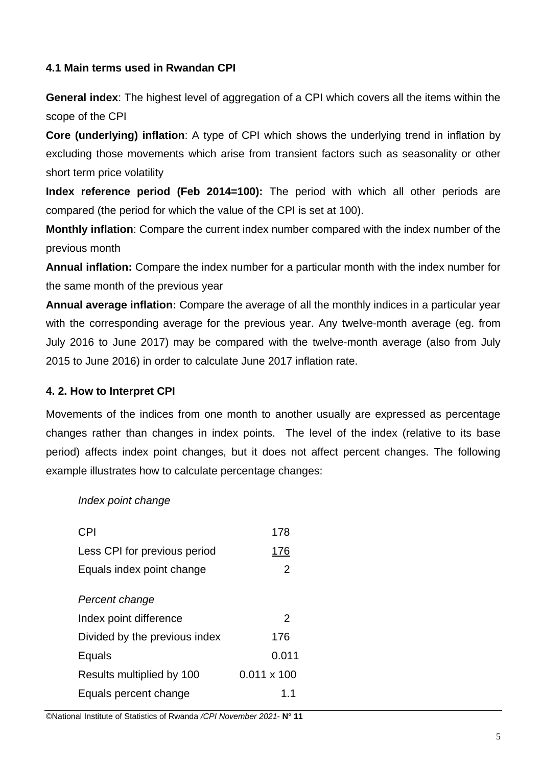### 4.1 Main terms used in Rwandan CPI

**General index**: The highest level of aggregation of a CPI which covers all the items within the scope of the CPI

**Core (underlying) inflation**: A type of CPI which shows the underlying trend in inflation by excluding those movements which arise from transient factors such as seasonality or other short term price volatility

**Index reference period (Feb 2014=100):** The period with which all other periods are compared (the period for which the value of the CPI is set at 100).

**Monthly inflation**: Compare the current index number compared with the index number of the previous month

**Annual inflation:** Compare the index number for a particular month with the index number for the same month of the previous year

**Annual average inflation:** Compare the average of all the monthly indices in a particular year with the corresponding average for the previous year. Any twelve-month average (eg. from July 2016 to June 2017) may be compared with the twelve-month average (also from July 2015 to June 2016) in order to calculate June 2017 inflation rate.

### 4. 2. How to Interpret CPI

Movements of the indices from one month to another usually are expressed as percentage changes rather than changes in index points. The level of the index (relative to its base period) affects index point changes, but it does not affect percent changes. The following example illustrates how to calculate percentage changes:

*Index point change*

| | |
|---|---|
| CPI | 178 |
| Less CPI for previous period | 176 |
| Equals index point change | 2 |

*Percent change*

| | |
|---|---|
| Index point difference | 2 |
| Divided by the previous index | 176 |
| Equals | 0.011 |
| Results multiplied by 100 | 0.011 x 100 |
| Equals percent change | 1.1 |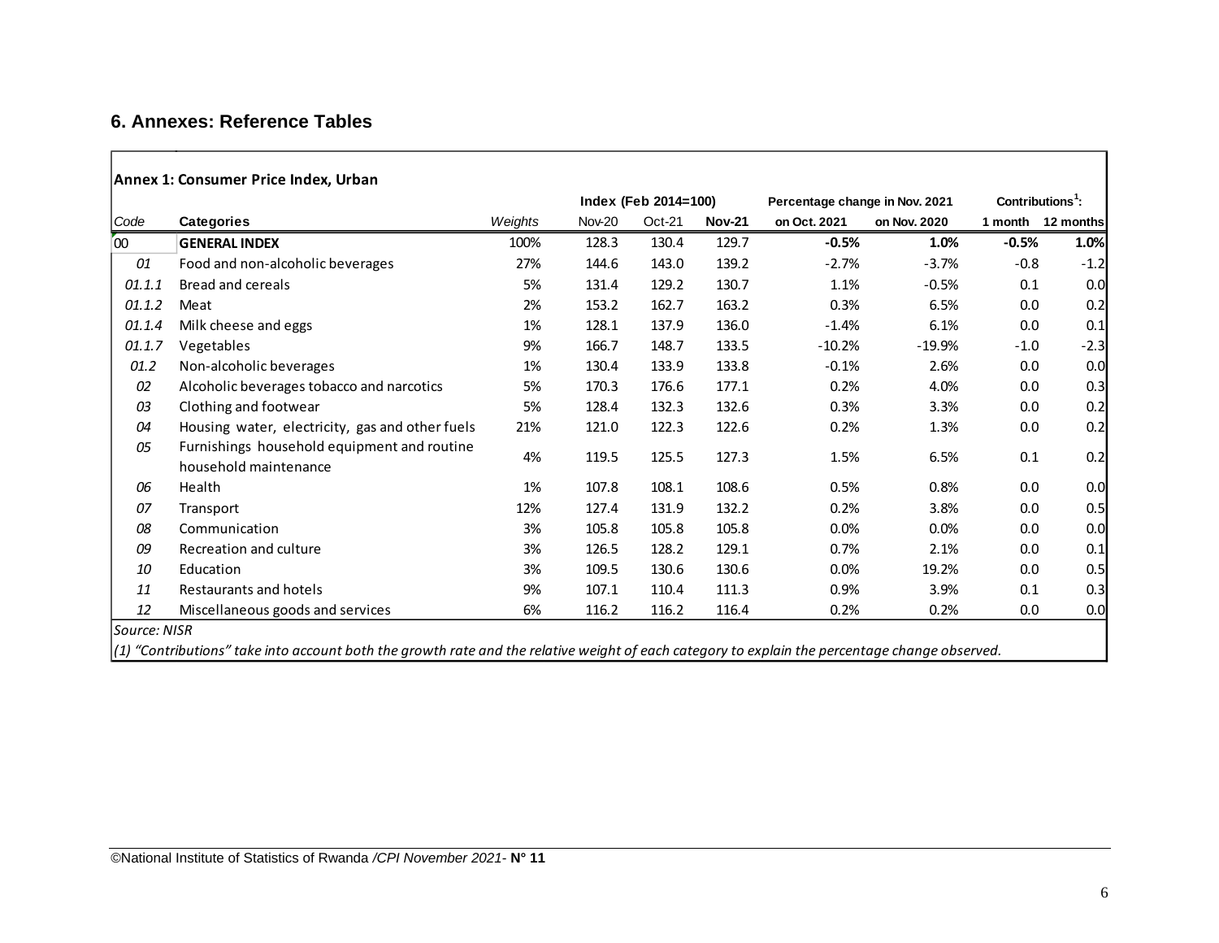## 6. Annexes: Reference Tables

**Annex 1: Consumer Price Index, Urban**

| Code | Categories | Weights | Index (Feb 2014=100) | | | Percentage change in Nov. 2021 | | Contributions[1]: | |
|---|---|---|---|---|---|---|---|---|---|
| | | | Nov-20 | Oct-21 | **Nov-21** | on Oct. 2021 | on Nov. 2020 | 1 month | 12 months |
| 00 | **GENERAL INDEX** | 100% | 128.3 | 130.4 | 129.7 | **-0.5%** | **1.0%** | **-0.5%** | **1.0%** |
| *01* | Food and non-alcoholic beverages | 27% | 144.6 | 143.0 | 139.2 | -2.7% | -3.7% | -0.8 | -1.2 |
| *01.1.1* | Bread and cereals | 5% | 131.4 | 129.2 | 130.7 | 1.1% | -0.5% | 0.1 | 0.0 |
| *01.1.2* | Meat | 2% | 153.2 | 162.7 | 163.2 | 0.3% | 6.5% | 0.0 | 0.2 |
| *01.1.4* | Milk cheese and eggs | 1% | 128.1 | 137.9 | 136.0 | -1.4% | 6.1% | 0.0 | 0.1 |
| *01.1.7* | Vegetables | 9% | 166.7 | 148.7 | 133.5 | -10.2% | -19.9% | -1.0 | -2.3 |
| *01.2* | Non-alcoholic beverages | 1% | 130.4 | 133.9 | 133.8 | -0.1% | 2.6% | 0.0 | 0.0 |
| *02* | Alcoholic beverages tobacco and narcotics | 5% | 170.3 | 176.6 | 177.1 | 0.2% | 4.0% | 0.0 | 0.3 |
| *03* | Clothing and footwear | 5% | 128.4 | 132.3 | 132.6 | 0.3% | 3.3% | 0.0 | 0.2 |
| *04* | Housing water, electricity, gas and other fuels | 21% | 121.0 | 122.3 | 122.6 | 0.2% | 1.3% | 0.0 | 0.2 |
| *05* | Furnishings household equipment and routine household maintenance | 4% | 119.5 | 125.5 | 127.3 | 1.5% | 6.5% | 0.1 | 0.2 |
| *06* | Health | 1% | 107.8 | 108.1 | 108.6 | 0.5% | 0.8% | 0.0 | 0.0 |
| *07* | Transport | 12% | 127.4 | 131.9 | 132.2 | 0.2% | 3.8% | 0.0 | 0.5 |
| *08* | Communication | 3% | 105.8 | 105.8 | 105.8 | 0.0% | 0.0% | 0.0 | 0.0 |
| *09* | Recreation and culture | 3% | 126.5 | 128.2 | 129.1 | 0.7% | 2.1% | 0.0 | 0.1 |
| *10* | Education | 3% | 109.5 | 130.6 | 130.6 | 0.0% | 19.2% | 0.0 | 0.5 |
| *11* | Restaurants and hotels | 9% | 107.1 | 110.4 | 111.3 | 0.9% | 3.9% | 0.1 | 0.3 |
| *12* | Miscellaneous goods and services | 6% | 116.2 | 116.2 | 116.4 | 0.2% | 0.2% | 0.0 | 0.0 |

*Source: NISR*

*(1) "Contributions" take into account both the growth rate and the relative weight of each category to explain the percentage change observed.*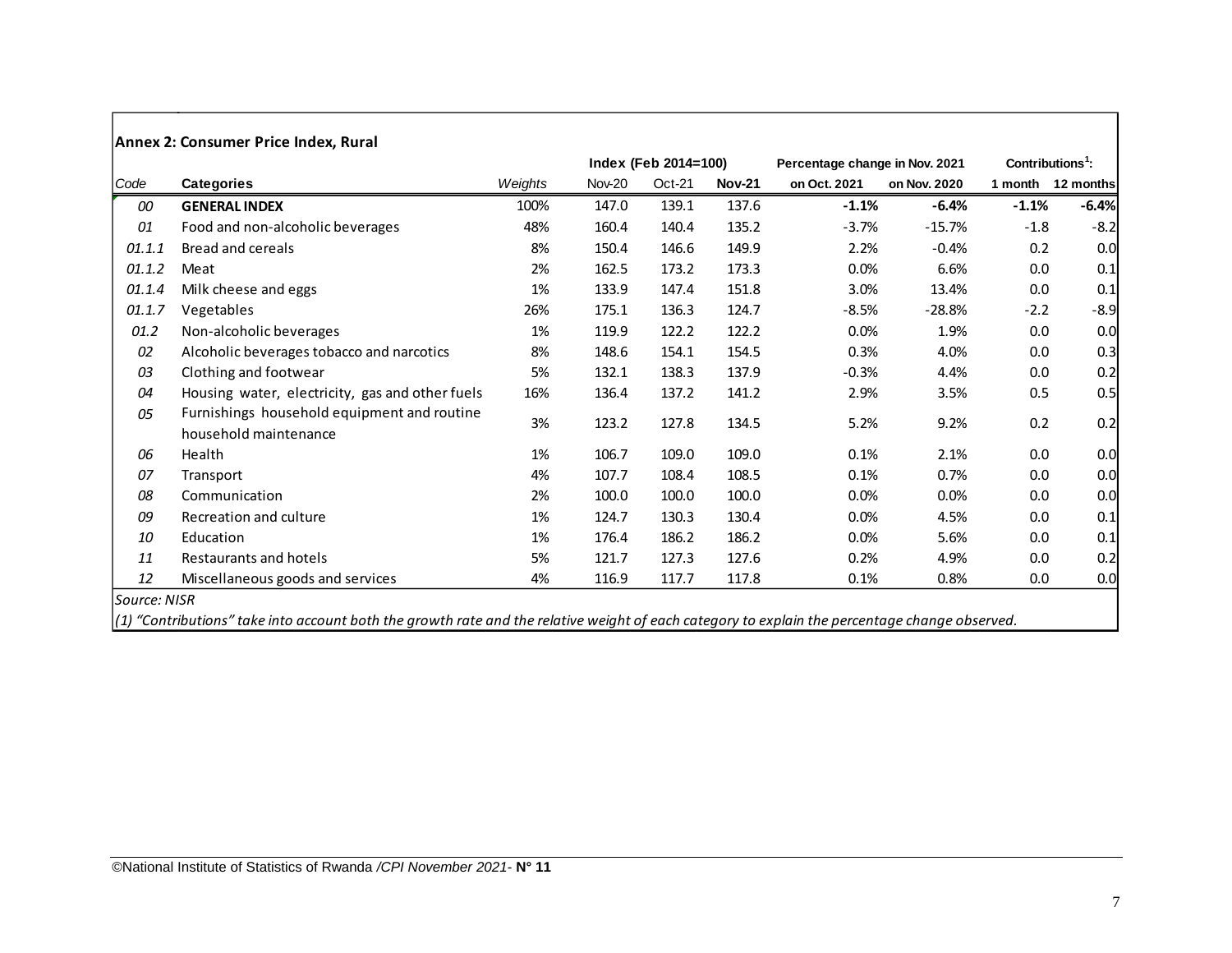**Annex 2: Consumer Price Index, Rural**

| Code | Categories | Weights | Index (Feb 2014=100) | | | Percentage change in Nov. 2021 | | Contributions[1]: | |
|---|---|---|---|---|---|---|---|---|---|
| | | | Nov-20 | Oct-21 | **Nov-21** | on Oct. 2021 | on Nov. 2020 | 1 month | 12 months |
| *00* | **GENERAL INDEX** | 100% | 147.0 | 139.1 | 137.6 | **-1.1%** | **-6.4%** | **-1.1%** | **-6.4%** |
| *01* | Food and non-alcoholic beverages | 48% | 160.4 | 140.4 | 135.2 | -3.7% | -15.7% | -1.8 | -8.2 |
| *01.1.1* | Bread and cereals | 8% | 150.4 | 146.6 | 149.9 | 2.2% | -0.4% | 0.2 | 0.0 |
| *01.1.2* | Meat | 2% | 162.5 | 173.2 | 173.3 | 0.0% | 6.6% | 0.0 | 0.1 |
| *01.1.4* | Milk cheese and eggs | 1% | 133.9 | 147.4 | 151.8 | 3.0% | 13.4% | 0.0 | 0.1 |
| *01.1.7* | Vegetables | 26% | 175.1 | 136.3 | 124.7 | -8.5% | -28.8% | -2.2 | -8.9 |
| *01.2* | Non-alcoholic beverages | 1% | 119.9 | 122.2 | 122.2 | 0.0% | 1.9% | 0.0 | 0.0 |
| *02* | Alcoholic beverages tobacco and narcotics | 8% | 148.6 | 154.1 | 154.5 | 0.3% | 4.0% | 0.0 | 0.3 |
| *03* | Clothing and footwear | 5% | 132.1 | 138.3 | 137.9 | -0.3% | 4.4% | 0.0 | 0.2 |
| *04* | Housing water, electricity, gas and other fuels | 16% | 136.4 | 137.2 | 141.2 | 2.9% | 3.5% | 0.5 | 0.5 |
| *05* | Furnishings household equipment and routine household maintenance | 3% | 123.2 | 127.8 | 134.5 | 5.2% | 9.2% | 0.2 | 0.2 |
| *06* | Health | 1% | 106.7 | 109.0 | 109.0 | 0.1% | 2.1% | 0.0 | 0.0 |
| *07* | Transport | 4% | 107.7 | 108.4 | 108.5 | 0.1% | 0.7% | 0.0 | 0.0 |
| *08* | Communication | 2% | 100.0 | 100.0 | 100.0 | 0.0% | 0.0% | 0.0 | 0.0 |
| *09* | Recreation and culture | 1% | 124.7 | 130.3 | 130.4 | 0.0% | 4.5% | 0.0 | 0.1 |
| *10* | Education | 1% | 176.4 | 186.2 | 186.2 | 0.0% | 5.6% | 0.0 | 0.1 |
| *11* | Restaurants and hotels | 5% | 121.7 | 127.3 | 127.6 | 0.2% | 4.9% | 0.0 | 0.2 |
| *12* | Miscellaneous goods and services | 4% | 116.9 | 117.7 | 117.8 | 0.1% | 0.8% | 0.0 | 0.0 |

*Source: NISR*

*(1) "Contributions" take into account both the growth rate and the relative weight of each category to explain the percentage change observed.*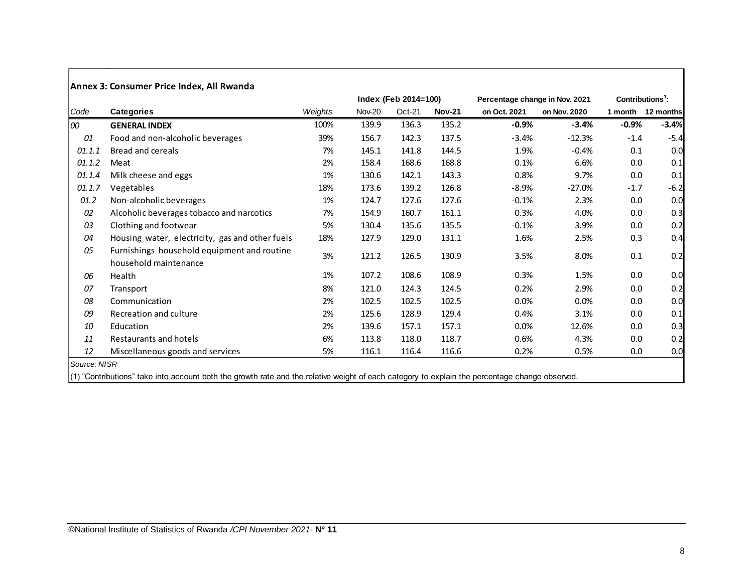**Annex 3: Consumer Price Index, All Rwanda**

| Code | Categories | Weights | Index (Feb 2014=100) | | | Percentage change in Nov. 2021 | | Contributions[1]: | |
|---|---|---|---|---|---|---|---|---|---|
| | | | Nov-20 | Oct-21 | **Nov-21** | on Oct. 2021 | on Nov. 2020 | 1 month | 12 months |
| 00 | **GENERAL INDEX** | 100% | 139.9 | 136.3 | 135.2 | **-0.9%** | **-3.4%** | **-0.9%** | **-3.4%** |
| 01 | Food and non-alcoholic beverages | 39% | 156.7 | 142.3 | 137.5 | -3.4% | -12.3% | -1.4 | -5.4 |
| 01.1.1 | Bread and cereals | 7% | 145.1 | 141.8 | 144.5 | 1.9% | -0.4% | 0.1 | 0.0 |
| 01.1.2 | Meat | 2% | 158.4 | 168.6 | 168.8 | 0.1% | 6.6% | 0.0 | 0.1 |
| 01.1.4 | Milk cheese and eggs | 1% | 130.6 | 142.1 | 143.3 | 0.8% | 9.7% | 0.0 | 0.1 |
| 01.1.7 | Vegetables | 18% | 173.6 | 139.2 | 126.8 | -8.9% | -27.0% | -1.7 | -6.2 |
| 01.2 | Non-alcoholic beverages | 1% | 124.7 | 127.6 | 127.6 | -0.1% | 2.3% | 0.0 | 0.0 |
| 02 | Alcoholic beverages tobacco and narcotics | 7% | 154.9 | 160.7 | 161.1 | 0.3% | 4.0% | 0.0 | 0.3 |
| 03 | Clothing and footwear | 5% | 130.4 | 135.6 | 135.5 | -0.1% | 3.9% | 0.0 | 0.2 |
| 04 | Housing water, electricity, gas and other fuels | 18% | 127.9 | 129.0 | 131.1 | 1.6% | 2.5% | 0.3 | 0.4 |
| 05 | Furnishings household equipment and routine household maintenance | 3% | 121.2 | 126.5 | 130.9 | 3.5% | 8.0% | 0.1 | 0.2 |
| 06 | Health | 1% | 107.2 | 108.6 | 108.9 | 0.3% | 1.5% | 0.0 | 0.0 |
| 07 | Transport | 8% | 121.0 | 124.3 | 124.5 | 0.2% | 2.9% | 0.0 | 0.2 |
| 08 | Communication | 2% | 102.5 | 102.5 | 102.5 | 0.0% | 0.0% | 0.0 | 0.0 |
| 09 | Recreation and culture | 2% | 125.6 | 128.9 | 129.4 | 0.4% | 3.1% | 0.0 | 0.1 |
| 10 | Education | 2% | 139.6 | 157.1 | 157.1 | 0.0% | 12.6% | 0.0 | 0.3 |
| 11 | Restaurants and hotels | 6% | 113.8 | 118.0 | 118.7 | 0.6% | 4.3% | 0.0 | 0.2 |
| 12 | Miscellaneous goods and services | 5% | 116.1 | 116.4 | 116.6 | 0.2% | 0.5% | 0.0 | 0.0 |

*Source: NISR*

(1) "Contributions" take into account both the growth rate and the relative weight of each category to explain the percentage change observed.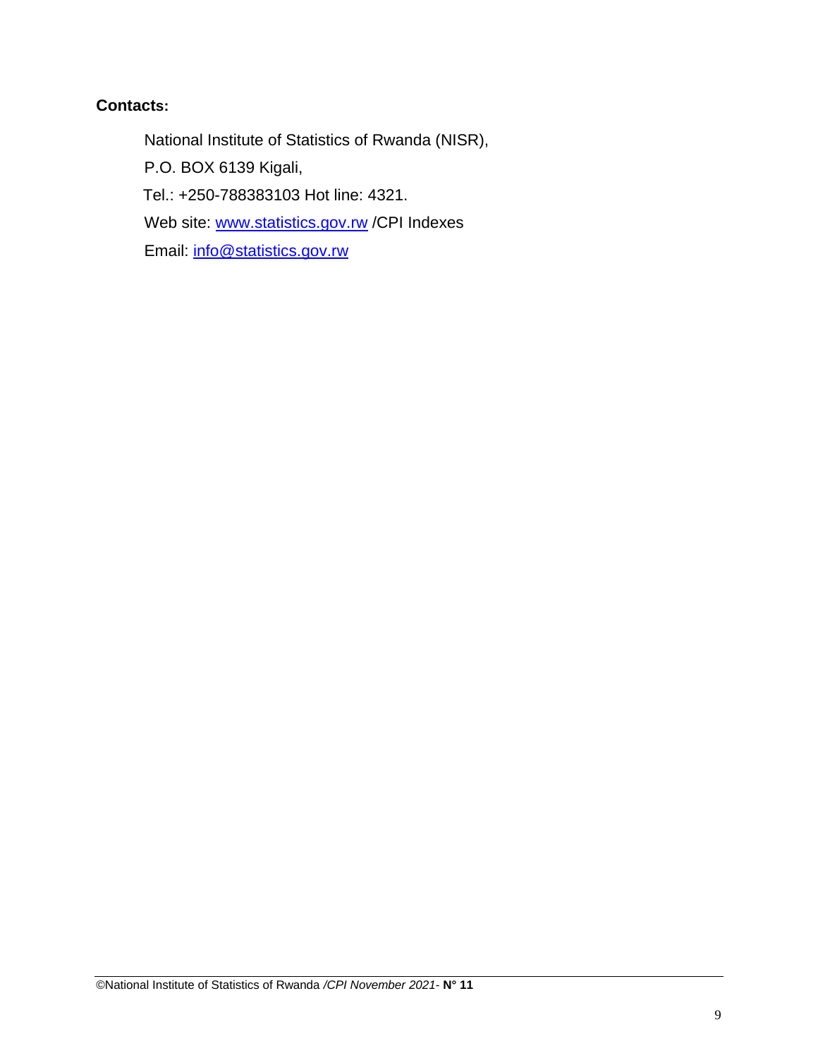**Contacts:**

National Institute of Statistics of Rwanda (NISR),

P.O. BOX 6139 Kigali,

Tel.: +250-788383103 Hot line: 4321.

Web site: www.statistics.gov.rw /CPI Indexes

Email: info@statistics.gov.rw